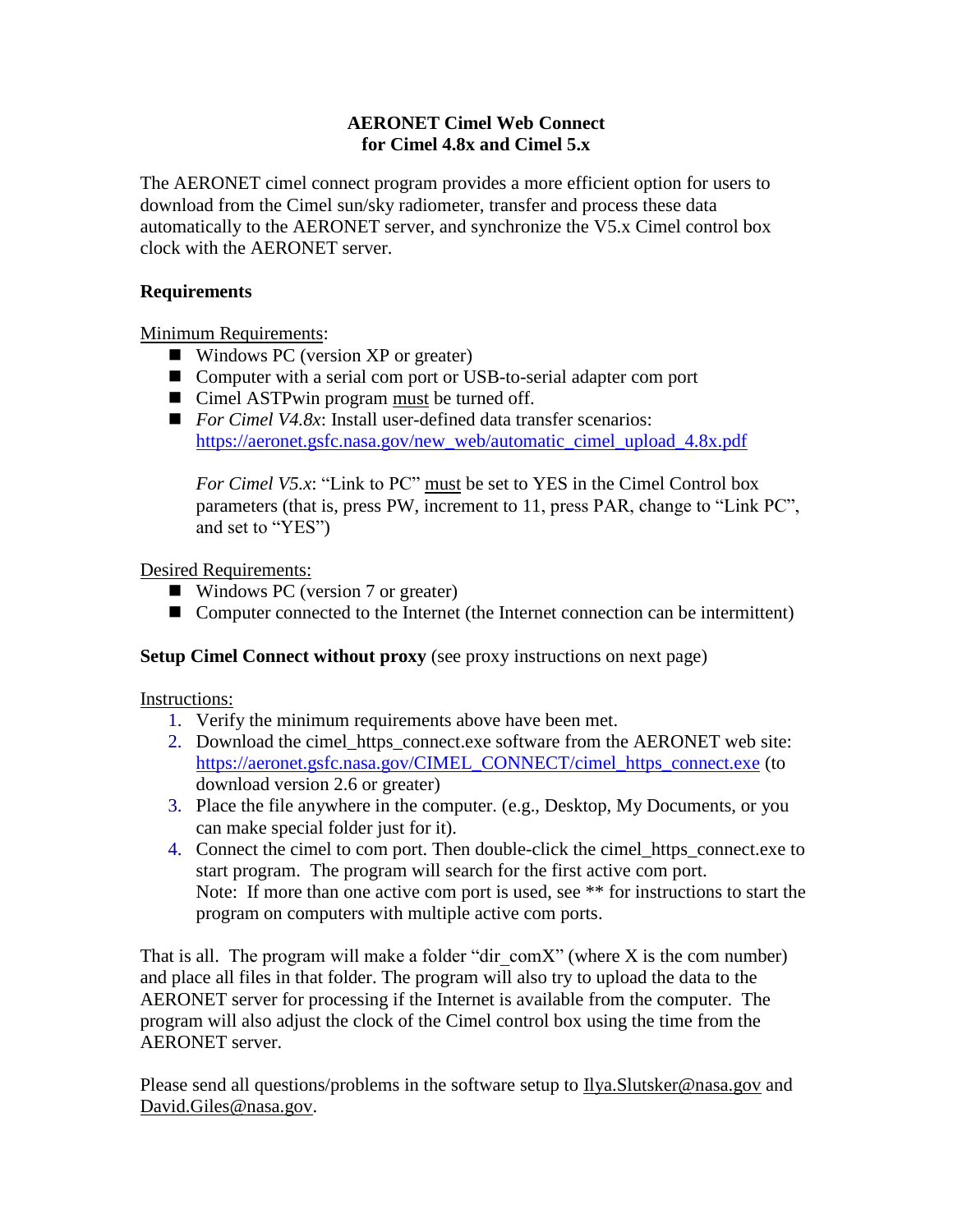# AERONET Cimel Web Connect
# for Cimel 4.8x and Cimel 5.x

The AERONET cimel connect program provides a more efficient option for users to download from the Cimel sun/sky radiometer, transfer and process these data automatically to the AERONET server, and synchronize the V5.x Cimel control box clock with the AERONET server.

## Requirements

Minimum Requirements:

- Windows PC (version XP or greater)
- Computer with a serial com port or USB-to-serial adapter com port
- Cimel ASTPwin program must be turned off.
- *For Cimel V4.8x*: Install user-defined data transfer scenarios: https://aeronet.gsfc.nasa.gov/new_web/automatic_cimel_upload_4.8x.pdf

  *For Cimel V5.x*: "Link to PC" must be set to YES in the Cimel Control box parameters (that is, press PW, increment to 11, press PAR, change to "Link PC", and set to "YES")

Desired Requirements:

- Windows PC (version 7 or greater)
- Computer connected to the Internet (the Internet connection can be intermittent)

**Setup Cimel Connect without proxy** (see proxy instructions on next page)

Instructions:

1. Verify the minimum requirements above have been met.
2. Download the cimel_https_connect.exe software from the AERONET web site: https://aeronet.gsfc.nasa.gov/CIMEL_CONNECT/cimel_https_connect.exe (to download version 2.6 or greater)
3. Place the file anywhere in the computer. (e.g., Desktop, My Documents, or you can make special folder just for it).
4. Connect the cimel to com port. Then double-click the cimel_https_connect.exe to start program. The program will search for the first active com port.
   Note: If more than one active com port is used, see ** for instructions to start the program on computers with multiple active com ports.

That is all. The program will make a folder "dir_comX" (where X is the com number) and place all files in that folder. The program will also try to upload the data to the AERONET server for processing if the Internet is available from the computer. The program will also adjust the clock of the Cimel control box using the time from the AERONET server.

Please send all questions/problems in the software setup to Ilya.Slutsker@nasa.gov and David.Giles@nasa.gov.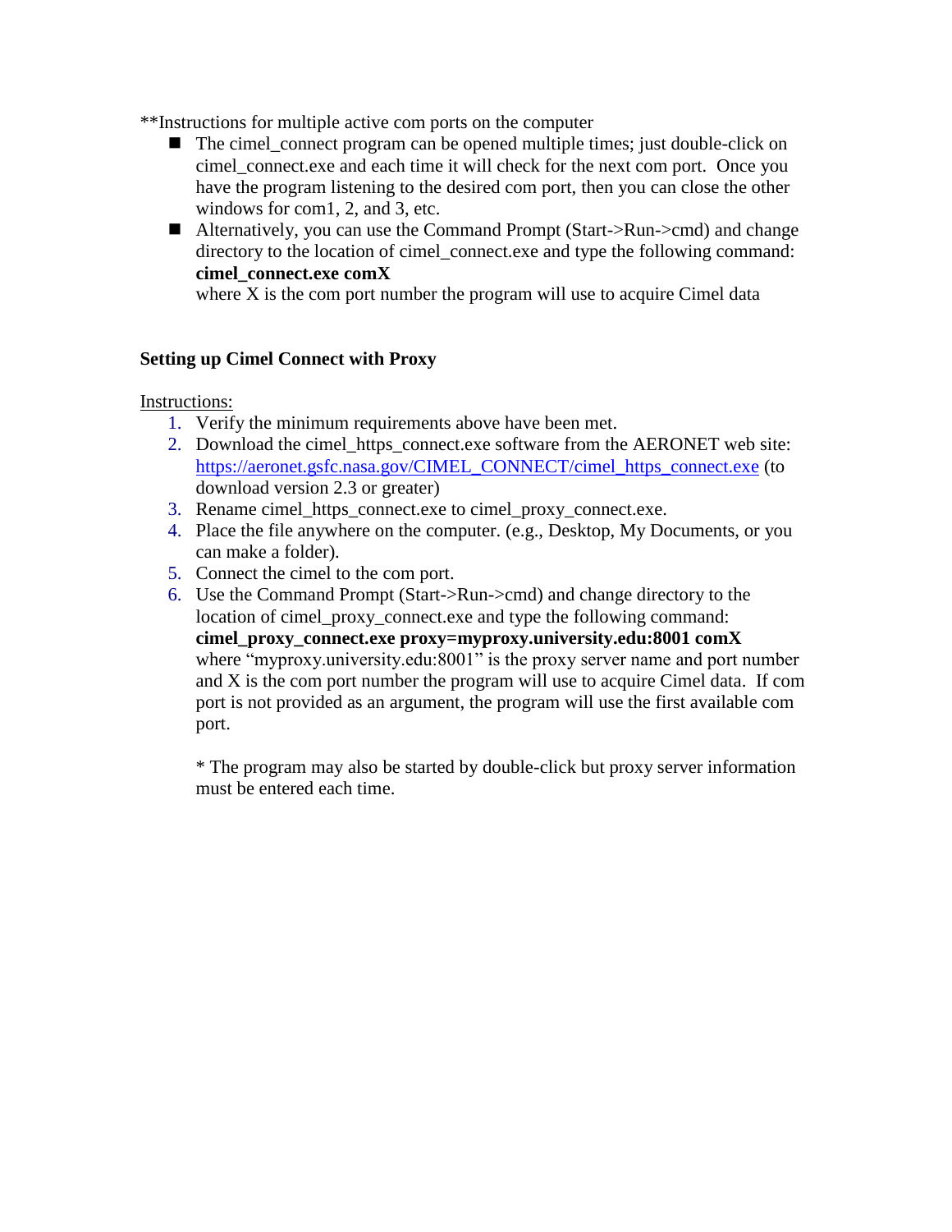**Instructions for multiple active com ports on the computer

- The cimel_connect program can be opened multiple times; just double-click on cimel_connect.exe and each time it will check for the next com port. Once you have the program listening to the desired com port, then you can close the other windows for com1, 2, and 3, etc.
- Alternatively, you can use the Command Prompt (Start->Run->cmd) and change directory to the location of cimel_connect.exe and type the following command:
  **cimel_connect.exe comX**
  where X is the com port number the program will use to acquire Cimel data

**Setting up Cimel Connect with Proxy**

<u>Instructions:</u>

1. Verify the minimum requirements above have been met.
2. Download the cimel_https_connect.exe software from the AERONET web site: [https://aeronet.gsfc.nasa.gov/CIMEL_CONNECT/cimel_https_connect.exe](https://aeronet.gsfc.nasa.gov/CIMEL_CONNECT/cimel_https_connect.exe) (to download version 2.3 or greater)
3. Rename cimel_https_connect.exe to cimel_proxy_connect.exe.
4. Place the file anywhere on the computer. (e.g., Desktop, My Documents, or you can make a folder).
5. Connect the cimel to the com port.
6. Use the Command Prompt (Start->Run->cmd) and change directory to the location of cimel_proxy_connect.exe and type the following command:
   **cimel_proxy_connect.exe proxy=myproxy.university.edu:8001 comX**
   where "myproxy.university.edu:8001" is the proxy server name and port number and X is the com port number the program will use to acquire Cimel data. If com port is not provided as an argument, the program will use the first available com port.

   * The program may also be started by double-click but proxy server information must be entered each time.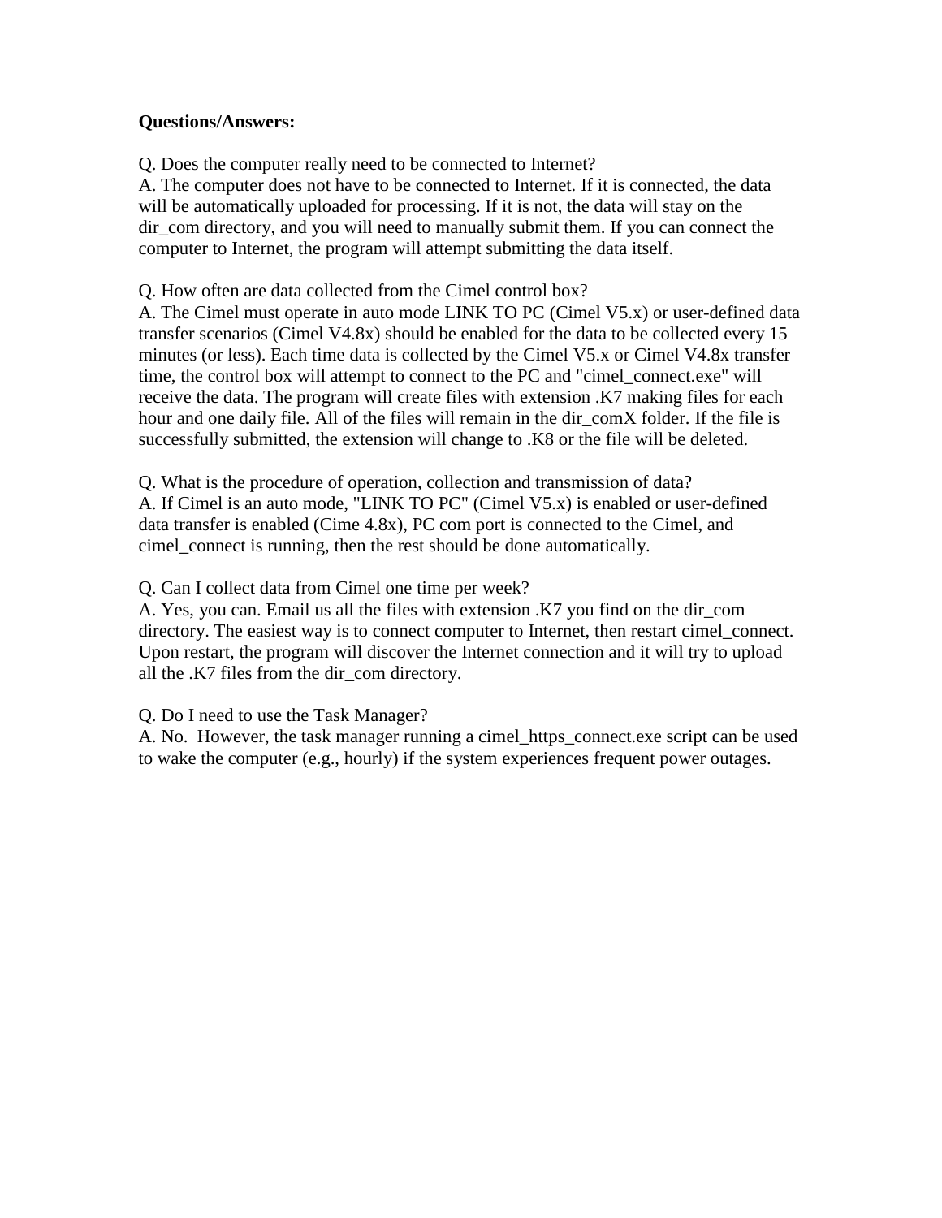**Questions/Answers:**

Q. Does the computer really need to be connected to Internet?
A. The computer does not have to be connected to Internet. If it is connected, the data will be automatically uploaded for processing. If it is not, the data will stay on the dir_com directory, and you will need to manually submit them. If you can connect the computer to Internet, the program will attempt submitting the data itself.

Q. How often are data collected from the Cimel control box?
A. The Cimel must operate in auto mode LINK TO PC (Cimel V5.x) or user-defined data transfer scenarios (Cimel V4.8x) should be enabled for the data to be collected every 15 minutes (or less). Each time data is collected by the Cimel V5.x or Cimel V4.8x transfer time, the control box will attempt to connect to the PC and "cimel_connect.exe" will receive the data. The program will create files with extension .K7 making files for each hour and one daily file. All of the files will remain in the dir_comX folder. If the file is successfully submitted, the extension will change to .K8 or the file will be deleted.

Q. What is the procedure of operation, collection and transmission of data?
A. If Cimel is an auto mode, "LINK TO PC" (Cimel V5.x) is enabled or user-defined data transfer is enabled (Cime 4.8x), PC com port is connected to the Cimel, and cimel_connect is running, then the rest should be done automatically.

Q. Can I collect data from Cimel one time per week?
A. Yes, you can. Email us all the files with extension .K7 you find on the dir_com directory. The easiest way is to connect computer to Internet, then restart cimel_connect. Upon restart, the program will discover the Internet connection and it will try to upload all the .K7 files from the dir_com directory.

Q. Do I need to use the Task Manager?
A. No. However, the task manager running a cimel_https_connect.exe script can be used to wake the computer (e.g., hourly) if the system experiences frequent power outages.